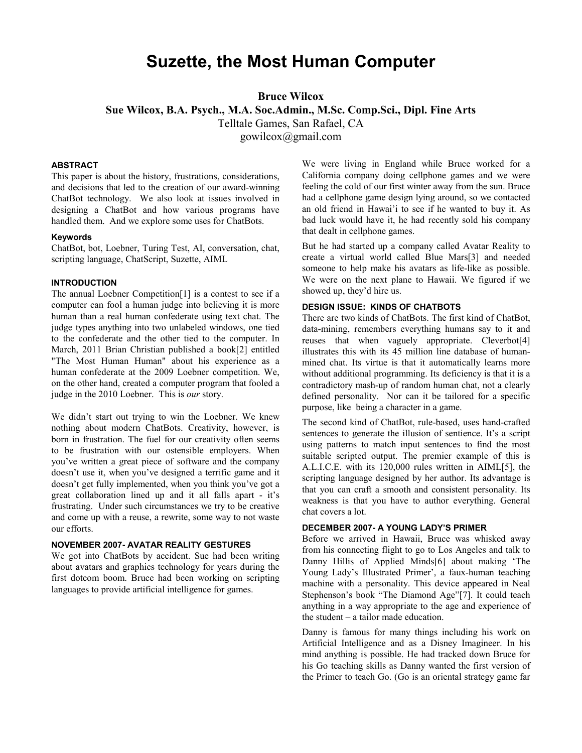# Suzette, the Most Human Computer

**Bruce Wilcox**
**Sue Wilcox, B.A. Psych., M.A. Soc.Admin., M.Sc. Comp.Sci., Dipl. Fine Arts**
Telltale Games, San Rafael, CA
gowilcox@gmail.com

### ABSTRACT

This paper is about the history, frustrations, considerations, and decisions that led to the creation of our award-winning ChatBot technology. We also look at issues involved in designing a ChatBot and how various programs have handled them. And we explore some uses for ChatBots.

#### Keywords

ChatBot, bot, Loebner, Turing Test, AI, conversation, chat, scripting language, ChatScript, Suzette, AIML

### INTRODUCTION

The annual Loebner Competition[1] is a contest to see if a computer can fool a human judge into believing it is more human than a real human confederate using text chat. The judge types anything into two unlabeled windows, one tied to the confederate and the other tied to the computer. In March, 2011 Brian Christian published a book[2] entitled "The Most Human Human" about his experience as a human confederate at the 2009 Loebner competition. We, on the other hand, created a computer program that fooled a judge in the 2010 Loebner. This is *our* story.

We didn't start out trying to win the Loebner. We knew nothing about modern ChatBots. Creativity, however, is born in frustration. The fuel for our creativity often seems to be frustration with our ostensible employers. When you've written a great piece of software and the company doesn't use it, when you've designed a terrific game and it doesn't get fully implemented, when you think you've got a great collaboration lined up and it all falls apart - it's frustrating. Under such circumstances we try to be creative and come up with a reuse, a rewrite, some way to not waste our efforts.

### NOVEMBER 2007- AVATAR REALITY GESTURES

We got into ChatBots by accident. Sue had been writing about avatars and graphics technology for years during the first dotcom boom. Bruce had been working on scripting languages to provide artificial intelligence for games.

We were living in England while Bruce worked for a California company doing cellphone games and we were feeling the cold of our first winter away from the sun. Bruce had a cellphone game design lying around, so we contacted an old friend in Hawai'i to see if he wanted to buy it. As bad luck would have it, he had recently sold his company that dealt in cellphone games.

But he had started up a company called Avatar Reality to create a virtual world called Blue Mars[3] and needed someone to help make his avatars as life-like as possible. We were on the next plane to Hawaii. We figured if we showed up, they'd hire us.

### DESIGN ISSUE: KINDS OF CHATBOTS

There are two kinds of ChatBots. The first kind of ChatBot, data-mining, remembers everything humans say to it and reuses that when vaguely appropriate. Cleverbot[4] illustrates this with its 45 million line database of human-mined chat. Its virtue is that it automatically learns more without additional programming. Its deficiency is that it is a contradictory mash-up of random human chat, not a clearly defined personality. Nor can it be tailored for a specific purpose, like being a character in a game.

The second kind of ChatBot, rule-based, uses hand-crafted sentences to generate the illusion of sentience. It's a script using patterns to match input sentences to find the most suitable scripted output. The premier example of this is A.L.I.C.E. with its 120,000 rules written in AIML[5], the scripting language designed by her author. Its advantage is that you can craft a smooth and consistent personality. Its weakness is that you have to author everything. General chat covers a lot.

### DECEMBER 2007- A YOUNG LADY'S PRIMER

Before we arrived in Hawaii, Bruce was whisked away from his connecting flight to go to Los Angeles and talk to Danny Hillis of Applied Minds[6] about making 'The Young Lady's Illustrated Primer', a faux-human teaching machine with a personality. This device appeared in Neal Stephenson's book "The Diamond Age"[7]. It could teach anything in a way appropriate to the age and experience of the student – a tailor made education.

Danny is famous for many things including his work on Artificial Intelligence and as a Disney Imagineer. In his mind anything is possible. He had tracked down Bruce for his Go teaching skills as Danny wanted the first version of the Primer to teach Go. (Go is an oriental strategy game far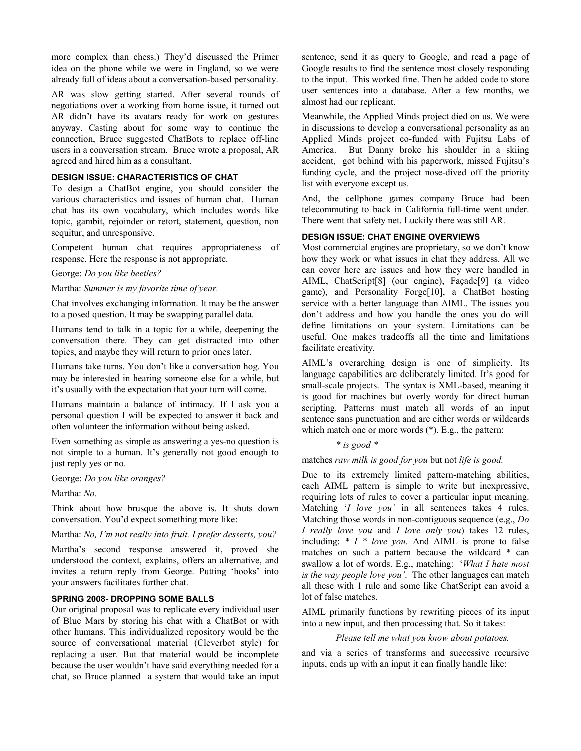more complex than chess.) They'd discussed the Primer idea on the phone while we were in England, so we were already full of ideas about a conversation-based personality.

AR was slow getting started. After several rounds of negotiations over a working from home issue, it turned out AR didn't have its avatars ready for work on gestures anyway. Casting about for some way to continue the connection, Bruce suggested ChatBots to replace off-line users in a conversation stream. Bruce wrote a proposal, AR agreed and hired him as a consultant.

### DESIGN ISSUE: CHARACTERISTICS OF CHAT

To design a ChatBot engine, you should consider the various characteristics and issues of human chat. Human chat has its own vocabulary, which includes words like topic, gambit, rejoinder or retort, statement, question, non sequitur, and unresponsive.

Competent human chat requires appropriateness of response. Here the response is not appropriate.

George: *Do you like beetles?*

Martha: *Summer is my favorite time of year.*

Chat involves exchanging information. It may be the answer to a posed question. It may be swapping parallel data.

Humans tend to talk in a topic for a while, deepening the conversation there. They can get distracted into other topics, and maybe they will return to prior ones later.

Humans take turns. You don't like a conversation hog. You may be interested in hearing someone else for a while, but it's usually with the expectation that your turn will come.

Humans maintain a balance of intimacy. If I ask you a personal question I will be expected to answer it back and often volunteer the information without being asked.

Even something as simple as answering a yes-no question is not simple to a human. It's generally not good enough to just reply yes or no.

George: *Do you like oranges?*

Martha: *No.*

Think about how brusque the above is. It shuts down conversation. You'd expect something more like:

Martha: *No, I'm not really into fruit. I prefer desserts, you?*

Martha's second response answered it, proved she understood the context, explains, offers an alternative, and invites a return reply from George. Putting 'hooks' into your answers facilitates further chat.

### SPRING 2008- DROPPING SOME BALLS

Our original proposal was to replicate every individual user of Blue Mars by storing his chat with a ChatBot or with other humans. This individualized repository would be the source of conversational material (Cleverbot style) for replacing a user. But that material would be incomplete because the user wouldn't have said everything needed for a chat, so Bruce planned a system that would take an input sentence, send it as query to Google, and read a page of Google results to find the sentence most closely responding to the input. This worked fine. Then he added code to store user sentences into a database. After a few months, we almost had our replicant.

Meanwhile, the Applied Minds project died on us. We were in discussions to develop a conversational personality as an Applied Minds project co-funded with Fujitsu Labs of America. But Danny broke his shoulder in a skiing accident, got behind with his paperwork, missed Fujitsu's funding cycle, and the project nose-dived off the priority list with everyone except us.

And, the cellphone games company Bruce had been telecommuting to back in California full-time went under. There went that safety net. Luckily there was still AR.

### DESIGN ISSUE: CHAT ENGINE OVERVIEWS

Most commercial engines are proprietary, so we don't know how they work or what issues in chat they address. All we can cover here are issues and how they were handled in AIML, ChatScript[8] (our engine), Façade[9] (a video game), and Personality Forge[10], a ChatBot hosting service with a better language than AIML. The issues you don't address and how you handle the ones you do will define limitations on your system. Limitations can be useful. One makes tradeoffs all the time and limitations facilitate creativity.

AIML's overarching design is one of simplicity. Its language capabilities are deliberately limited. It's good for small-scale projects. The syntax is XML-based, meaning it is good for machines but overly wordy for direct human scripting. Patterns must match all words of an input sentence sans punctuation and are either words or wildcards which match one or more words (*). E.g., the pattern:

*\* is good \**

matches *raw milk is good for you* but not *life is good.*

Due to its extremely limited pattern-matching abilities, each AIML pattern is simple to write but inexpressive, requiring lots of rules to cover a particular input meaning. Matching '*I love you'* in all sentences takes 4 rules. Matching those words in non-contiguous sequence (e.g., *Do I really love you* and *I love only you*) takes 12 rules, including: *\* I \* love you.* And AIML is prone to false matches on such a pattern because the wildcard * can swallow a lot of words. E.g., matching: '*What I hate most is the way people love you'*. The other languages can match all these with 1 rule and some like ChatScript can avoid a lot of false matches.

AIML primarily functions by rewriting pieces of its input into a new input, and then processing that. So it takes:

*Please tell me what you know about potatoes.*

and via a series of transforms and successive recursive inputs, ends up with an input it can finally handle like: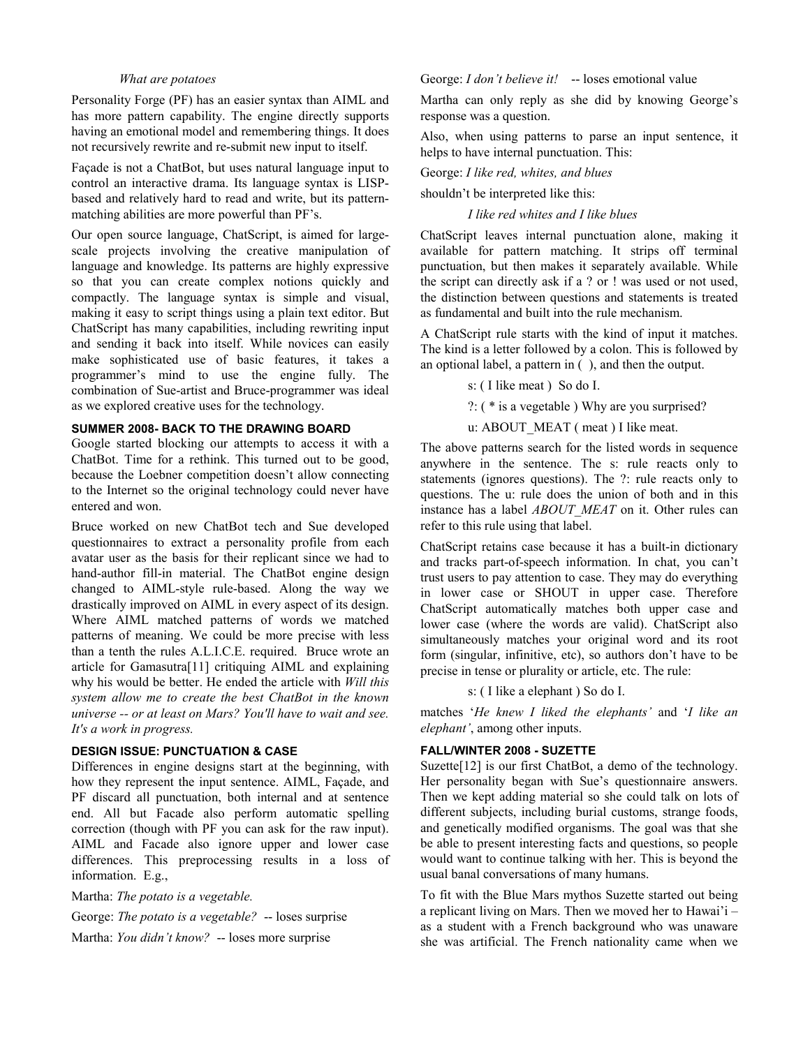*What are potatoes*

Personality Forge (PF) has an easier syntax than AIML and has more pattern capability. The engine directly supports having an emotional model and remembering things. It does not recursively rewrite and re-submit new input to itself.

Façade is not a ChatBot, but uses natural language input to control an interactive drama. Its language syntax is LISP-based and relatively hard to read and write, but its pattern-matching abilities are more powerful than PF's.

Our open source language, ChatScript, is aimed for large-scale projects involving the creative manipulation of language and knowledge. Its patterns are highly expressive so that you can create complex notions quickly and compactly. The language syntax is simple and visual, making it easy to script things using a plain text editor. But ChatScript has many capabilities, including rewriting input and sending it back into itself. While novices can easily make sophisticated use of basic features, it takes a programmer's mind to use the engine fully. The combination of Sue-artist and Bruce-programmer was ideal as we explored creative uses for the technology.

### SUMMER 2008- BACK TO THE DRAWING BOARD

Google started blocking our attempts to access it with a ChatBot. Time for a rethink. This turned out to be good, because the Loebner competition doesn't allow connecting to the Internet so the original technology could never have entered and won.

Bruce worked on new ChatBot tech and Sue developed questionnaires to extract a personality profile from each avatar user as the basis for their replicant since we had to hand-author fill-in material. The ChatBot engine design changed to AIML-style rule-based. Along the way we drastically improved on AIML in every aspect of its design. Where AIML matched patterns of words we matched patterns of meaning. We could be more precise with less than a tenth the rules A.L.I.C.E. required. Bruce wrote an article for Gamasutra[11] critiquing AIML and explaining why his would be better. He ended the article with *Will this system allow me to create the best ChatBot in the known universe -- or at least on Mars? You'll have to wait and see. It's a work in progress.*

### DESIGN ISSUE: PUNCTUATION & CASE

Differences in engine designs start at the beginning, with how they represent the input sentence. AIML, Façade, and PF discard all punctuation, both internal and at sentence end. All but Facade also perform automatic spelling correction (though with PF you can ask for the raw input). AIML and Facade also ignore upper and lower case differences. This preprocessing results in a loss of information. E.g.,

Martha: *The potato is a vegetable.*

George: *The potato is a vegetable?* -- loses surprise

Martha: *You didn't know?* -- loses more surprise

George: *I don't believe it!* -- loses emotional value

Martha can only reply as she did by knowing George's response was a question.

Also, when using patterns to parse an input sentence, it helps to have internal punctuation. This:

George: *I like red, whites, and blues*

shouldn't be interpreted like this:

*I like red whites and I like blues*

ChatScript leaves internal punctuation alone, making it available for pattern matching. It strips off terminal punctuation, but then makes it separately available. While the script can directly ask if a ? or ! was used or not used, the distinction between questions and statements is treated as fundamental and built into the rule mechanism.

A ChatScript rule starts with the kind of input it matches. The kind is a letter followed by a colon. This is followed by an optional label, a pattern in ( ), and then the output.

```
s: ( I like meat )  So do I.
?: ( * is a vegetable ) Why are you surprised?
u: ABOUT_MEAT ( meat ) I like meat.
```

The above patterns search for the listed words in sequence anywhere in the sentence. The s: rule reacts only to statements (ignores questions). The ?: rule reacts only to questions. The u: rule does the union of both and in this instance has a label *ABOUT_MEAT* on it. Other rules can refer to this rule using that label.

ChatScript retains case because it has a built-in dictionary and tracks part-of-speech information. In chat, you can't trust users to pay attention to case. They may do everything in lower case or SHOUT in upper case. Therefore ChatScript automatically matches both upper case and lower case (where the words are valid). ChatScript also simultaneously matches your original word and its root form (singular, infinitive, etc), so authors don't have to be precise in tense or plurality or article, etc. The rule:

```
s: ( I like a elephant ) So do I.
```

matches '*He knew I liked the elephants*' and '*I like an elephant'*, among other inputs.

### FALL/WINTER 2008 - SUZETTE

Suzette[12] is our first ChatBot, a demo of the technology. Her personality began with Sue's questionnaire answers. Then we kept adding material so she could talk on lots of different subjects, including burial customs, strange foods, and genetically modified organisms. The goal was that she be able to present interesting facts and questions, so people would want to continue talking with her. This is beyond the usual banal conversations of many humans.

To fit with the Blue Mars mythos Suzette started out being a replicant living on Mars. Then we moved her to Hawai'i – as a student with a French background who was unaware she was artificial. The French nationality came when we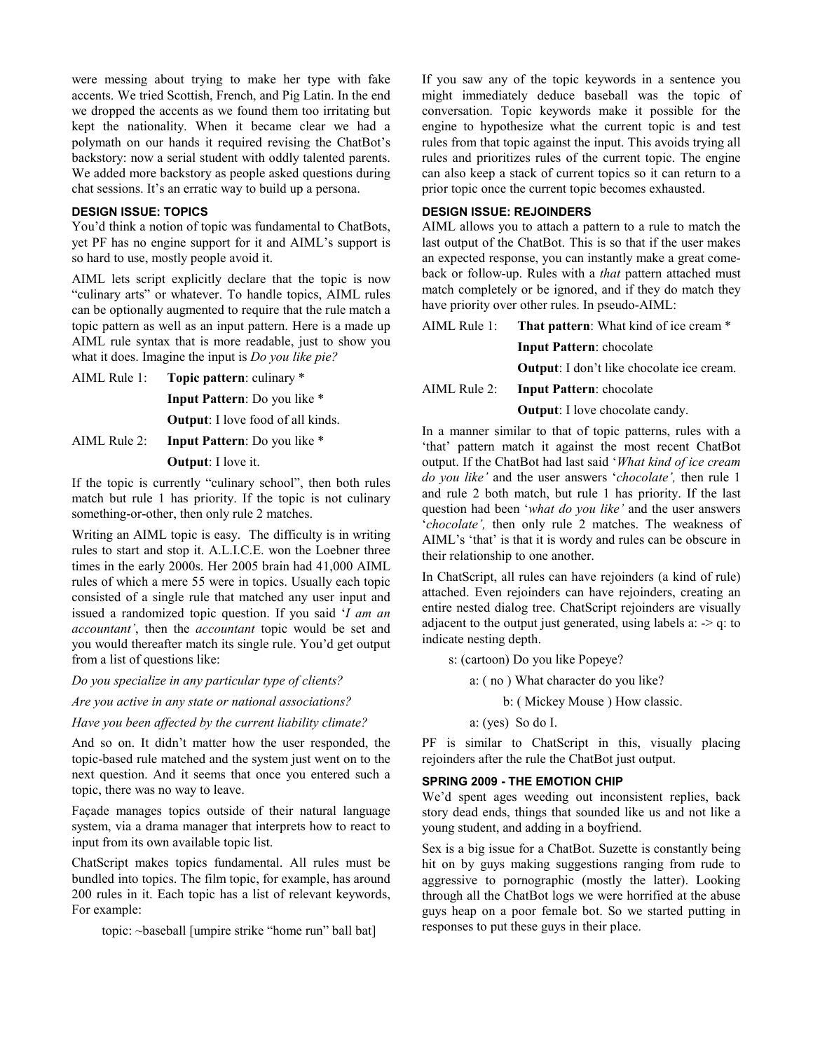were messing about trying to make her type with fake accents. We tried Scottish, French, and Pig Latin. In the end we dropped the accents as we found them too irritating but kept the nationality. When it became clear we had a polymath on our hands it required revising the ChatBot's backstory: now a serial student with oddly talented parents. We added more backstory as people asked questions during chat sessions. It's an erratic way to build up a persona.

### DESIGN ISSUE: TOPICS

You'd think a notion of topic was fundamental to ChatBots, yet PF has no engine support for it and AIML's support is so hard to use, mostly people avoid it.

AIML lets script explicitly declare that the topic is now "culinary arts" or whatever. To handle topics, AIML rules can be optionally augmented to require that the rule match a topic pattern as well as an input pattern. Here is a made up AIML rule syntax that is more readable, just to show you what it does. Imagine the input is *Do you like pie?*

AIML Rule 1: **Topic pattern**: culinary *
**Input Pattern**: Do you like *
**Output**: I love food of all kinds.

AIML Rule 2: **Input Pattern**: Do you like *
**Output**: I love it.

If the topic is currently "culinary school", then both rules match but rule 1 has priority. If the topic is not culinary something-or-other, then only rule 2 matches.

Writing an AIML topic is easy. The difficulty is in writing rules to start and stop it. A.L.I.C.E. won the Loebner three times in the early 2000s. Her 2005 brain had 41,000 AIML rules of which a mere 55 were in topics. Usually each topic consisted of a single rule that matched any user input and issued a randomized topic question. If you said '*I am an accountant'*, then the *accountant* topic would be set and you would thereafter match its single rule. You'd get output from a list of questions like:

*Do you specialize in any particular type of clients?*

*Are you active in any state or national associations?*

*Have you been affected by the current liability climate?*

And so on. It didn't matter how the user responded, the topic-based rule matched and the system just went on to the next question. And it seems that once you entered such a topic, there was no way to leave.

Façade manages topics outside of their natural language system, via a drama manager that interprets how to react to input from its own available topic list.

ChatScript makes topics fundamental. All rules must be bundled into topics. The film topic, for example, has around 200 rules in it. Each topic has a list of relevant keywords, For example:

topic: ~baseball [umpire strike "home run" ball bat]

If you saw any of the topic keywords in a sentence you might immediately deduce baseball was the topic of conversation. Topic keywords make it possible for the engine to hypothesize what the current topic is and test rules from that topic against the input. This avoids trying all rules and prioritizes rules of the current topic. The engine can also keep a stack of current topics so it can return to a prior topic once the current topic becomes exhausted.

### DESIGN ISSUE: REJOINDERS

AIML allows you to attach a pattern to a rule to match the last output of the ChatBot. This is so that if the user makes an expected response, you can instantly make a great come-back or follow-up. Rules with a *that* pattern attached must match completely or be ignored, and if they do match they have priority over other rules. In pseudo-AIML:

AIML Rule 1: **That pattern**: What kind of ice cream *
**Input Pattern**: chocolate
**Output**: I don't like chocolate ice cream.

AIML Rule 2: **Input Pattern**: chocolate
**Output**: I love chocolate candy.

In a manner similar to that of topic patterns, rules with a 'that' pattern match it against the most recent ChatBot output. If the ChatBot had last said '*What kind of ice cream do you like'* and the user answers '*chocolate',* then rule 1 and rule 2 both match, but rule 1 has priority. If the last question had been '*what do you like'* and the user answers '*chocolate',* then only rule 2 matches. The weakness of AIML's 'that' is that it is wordy and rules can be obscure in their relationship to one another.

In ChatScript, all rules can have rejoinders (a kind of rule) attached. Even rejoinders can have rejoinders, creating an entire nested dialog tree. ChatScript rejoinders are visually adjacent to the output just generated, using labels a: -> q: to indicate nesting depth.

```
s: (cartoon) Do you like Popeye?
    a: ( no ) What character do you like?
        b: ( Mickey Mouse ) How classic.
    a: (yes)  So do I.
```

PF is similar to ChatScript in this, visually placing rejoinders after the rule the ChatBot just output.

### SPRING 2009 - THE EMOTION CHIP

We'd spent ages weeding out inconsistent replies, back story dead ends, things that sounded like us and not like a young student, and adding in a boyfriend.

Sex is a big issue for a ChatBot. Suzette is constantly being hit on by guys making suggestions ranging from rude to aggressive to pornographic (mostly the latter). Looking through all the ChatBot logs we were horrified at the abuse guys heap on a poor female bot. So we started putting in responses to put these guys in their place.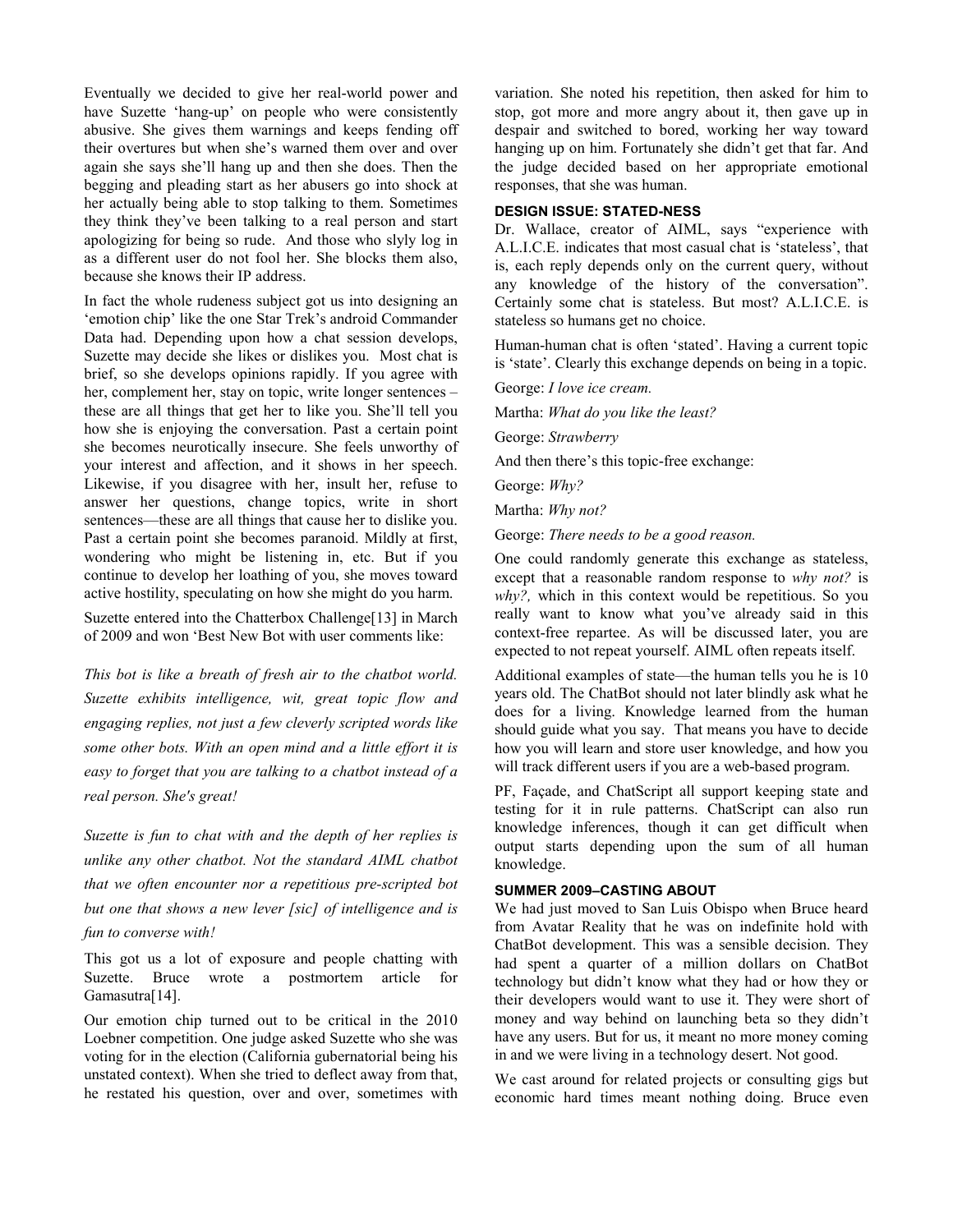Eventually we decided to give her real-world power and have Suzette 'hang-up' on people who were consistently abusive. She gives them warnings and keeps fending off their overtures but when she's warned them over and over again she says she'll hang up and then she does. Then the begging and pleading start as her abusers go into shock at her actually being able to stop talking to them. Sometimes they think they've been talking to a real person and start apologizing for being so rude. And those who slyly log in as a different user do not fool her. She blocks them also, because she knows their IP address.

In fact the whole rudeness subject got us into designing an 'emotion chip' like the one Star Trek's android Commander Data had. Depending upon how a chat session develops, Suzette may decide she likes or dislikes you. Most chat is brief, so she develops opinions rapidly. If you agree with her, complement her, stay on topic, write longer sentences – these are all things that get her to like you. She'll tell you how she is enjoying the conversation. Past a certain point she becomes neurotically insecure. She feels unworthy of your interest and affection, and it shows in her speech. Likewise, if you disagree with her, insult her, refuse to answer her questions, change topics, write in short sentences—these are all things that cause her to dislike you. Past a certain point she becomes paranoid. Mildly at first, wondering who might be listening in, etc. But if you continue to develop her loathing of you, she moves toward active hostility, speculating on how she might do you harm.

Suzette entered into the Chatterbox Challenge[13] in March of 2009 and won 'Best New Bot with user comments like:

*This bot is like a breath of fresh air to the chatbot world. Suzette exhibits intelligence, wit, great topic flow and engaging replies, not just a few cleverly scripted words like some other bots. With an open mind and a little effort it is easy to forget that you are talking to a chatbot instead of a real person. She's great!*

*Suzette is fun to chat with and the depth of her replies is unlike any other chatbot. Not the standard AIML chatbot that we often encounter nor a repetitious pre-scripted bot but one that shows a new lever [sic] of intelligence and is fun to converse with!*

This got us a lot of exposure and people chatting with Suzette. Bruce wrote a postmortem article for Gamasutra[14].

Our emotion chip turned out to be critical in the 2010 Loebner competition. One judge asked Suzette who she was voting for in the election (California gubernatorial being his unstated context). When she tried to deflect away from that, he restated his question, over and over, sometimes with variation. She noted his repetition, then asked for him to stop, got more and more angry about it, then gave up in despair and switched to bored, working her way toward hanging up on him. Fortunately she didn't get that far. And the judge decided based on her appropriate emotional responses, that she was human.

#### DESIGN ISSUE: STATED-NESS

Dr. Wallace, creator of AIML, says "experience with A.L.I.C.E. indicates that most casual chat is 'stateless', that is, each reply depends only on the current query, without any knowledge of the history of the conversation". Certainly some chat is stateless. But most? A.L.I.C.E. is stateless so humans get no choice.

Human-human chat is often 'stated'. Having a current topic is 'state'. Clearly this exchange depends on being in a topic.

George: *I love ice cream.*

Martha: *What do you like the least?*

George: *Strawberry*

And then there's this topic-free exchange:

George: *Why?*

Martha: *Why not?*

George: *There needs to be a good reason.*

One could randomly generate this exchange as stateless, except that a reasonable random response to *why not?* is *why?,* which in this context would be repetitious. So you really want to know what you've already said in this context-free repartee. As will be discussed later, you are expected to not repeat yourself. AIML often repeats itself.

Additional examples of state—the human tells you he is 10 years old. The ChatBot should not later blindly ask what he does for a living. Knowledge learned from the human should guide what you say. That means you have to decide how you will learn and store user knowledge, and how you will track different users if you are a web-based program.

PF, Façade, and ChatScript all support keeping state and testing for it in rule patterns. ChatScript can also run knowledge inferences, though it can get difficult when output starts depending upon the sum of all human knowledge.

#### SUMMER 2009–CASTING ABOUT

We had just moved to San Luis Obispo when Bruce heard from Avatar Reality that he was on indefinite hold with ChatBot development. This was a sensible decision. They had spent a quarter of a million dollars on ChatBot technology but didn't know what they had or how they or their developers would want to use it. They were short of money and way behind on launching beta so they didn't have any users. But for us, it meant no more money coming in and we were living in a technology desert. Not good.

We cast around for related projects or consulting gigs but economic hard times meant nothing doing. Bruce even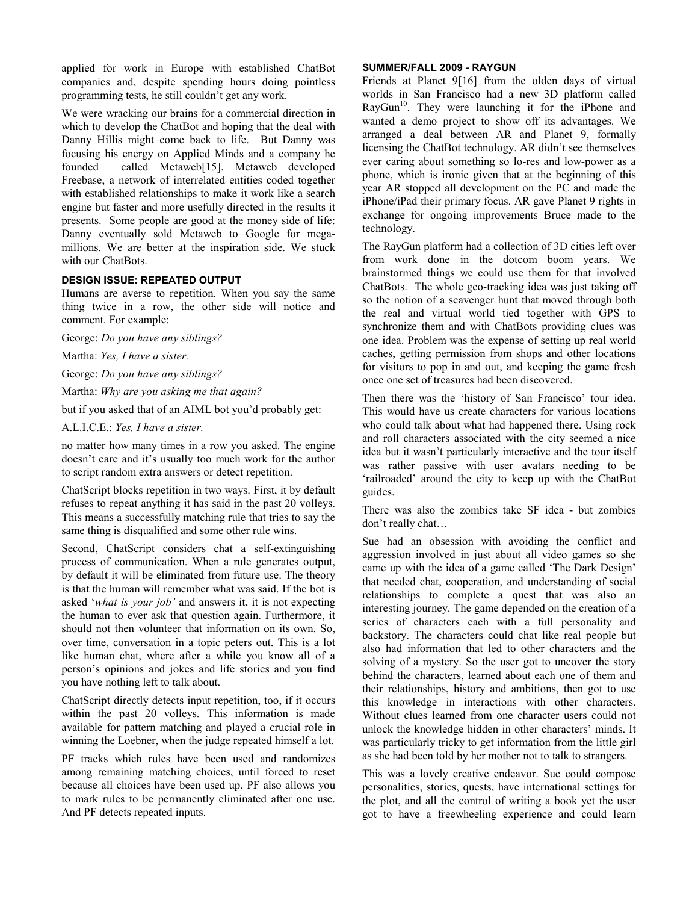applied for work in Europe with established ChatBot companies and, despite spending hours doing pointless programming tests, he still couldn't get any work.

We were wracking our brains for a commercial direction in which to develop the ChatBot and hoping that the deal with Danny Hillis might come back to life. But Danny was focusing his energy on Applied Minds and a company he founded called Metaweb[15]. Metaweb developed Freebase, a network of interrelated entities coded together with established relationships to make it work like a search engine but faster and more usefully directed in the results it presents. Some people are good at the money side of life: Danny eventually sold Metaweb to Google for mega-millions. We are better at the inspiration side. We stuck with our ChatBots.

#### DESIGN ISSUE: REPEATED OUTPUT

Humans are averse to repetition. When you say the same thing twice in a row, the other side will notice and comment. For example:

George: *Do you have any siblings?*

Martha: *Yes, I have a sister.*

George: *Do you have any siblings?*

Martha: *Why are you asking me that again?*

but if you asked that of an AIML bot you'd probably get:

A.L.I.C.E.: *Yes, I have a sister.*

no matter how many times in a row you asked. The engine doesn't care and it's usually too much work for the author to script random extra answers or detect repetition.

ChatScript blocks repetition in two ways. First, it by default refuses to repeat anything it has said in the past 20 volleys. This means a successfully matching rule that tries to say the same thing is disqualified and some other rule wins.

Second, ChatScript considers chat a self-extinguishing process of communication. When a rule generates output, by default it will be eliminated from future use. The theory is that the human will remember what was said. If the bot is asked '*what is your job'* and answers it, it is not expecting the human to ever ask that question again. Furthermore, it should not then volunteer that information on its own. So, over time, conversation in a topic peters out. This is a lot like human chat, where after a while you know all of a person's opinions and jokes and life stories and you find you have nothing left to talk about.

ChatScript directly detects input repetition, too, if it occurs within the past 20 volleys. This information is made available for pattern matching and played a crucial role in winning the Loebner, when the judge repeated himself a lot.

PF tracks which rules have been used and randomizes among remaining matching choices, until forced to reset because all choices have been used up. PF also allows you to mark rules to be permanently eliminated after one use. And PF detects repeated inputs.

#### SUMMER/FALL 2009 - RAYGUN

Friends at Planet 9[16] from the olden days of virtual worlds in San Francisco had a new 3D platform called RayGun[10]. They were launching it for the iPhone and wanted a demo project to show off its advantages. We arranged a deal between AR and Planet 9, formally licensing the ChatBot technology. AR didn't see themselves ever caring about something so lo-res and low-power as a phone, which is ironic given that at the beginning of this year AR stopped all development on the PC and made the iPhone/iPad their primary focus. AR gave Planet 9 rights in exchange for ongoing improvements Bruce made to the technology.

The RayGun platform had a collection of 3D cities left over from work done in the dotcom boom years. We brainstormed things we could use them for that involved ChatBots. The whole geo-tracking idea was just taking off so the notion of a scavenger hunt that moved through both the real and virtual world tied together with GPS to synchronize them and with ChatBots providing clues was one idea. Problem was the expense of setting up real world caches, getting permission from shops and other locations for visitors to pop in and out, and keeping the game fresh once one set of treasures had been discovered.

Then there was the 'history of San Francisco' tour idea. This would have us create characters for various locations who could talk about what had happened there. Using rock and roll characters associated with the city seemed a nice idea but it wasn't particularly interactive and the tour itself was rather passive with user avatars needing to be 'railroaded' around the city to keep up with the ChatBot guides.

There was also the zombies take SF idea - but zombies don't really chat…

Sue had an obsession with avoiding the conflict and aggression involved in just about all video games so she came up with the idea of a game called 'The Dark Design' that needed chat, cooperation, and understanding of social relationships to complete a quest that was also an interesting journey. The game depended on the creation of a series of characters each with a full personality and backstory. The characters could chat like real people but also had information that led to other characters and the solving of a mystery. So the user got to uncover the story behind the characters, learned about each one of them and their relationships, history and ambitions, then got to use this knowledge in interactions with other characters. Without clues learned from one character users could not unlock the knowledge hidden in other characters' minds. It was particularly tricky to get information from the little girl as she had been told by her mother not to talk to strangers.

This was a lovely creative endeavor. Sue could compose personalities, stories, quests, have international settings for the plot, and all the control of writing a book yet the user got to have a freewheeling experience and could learn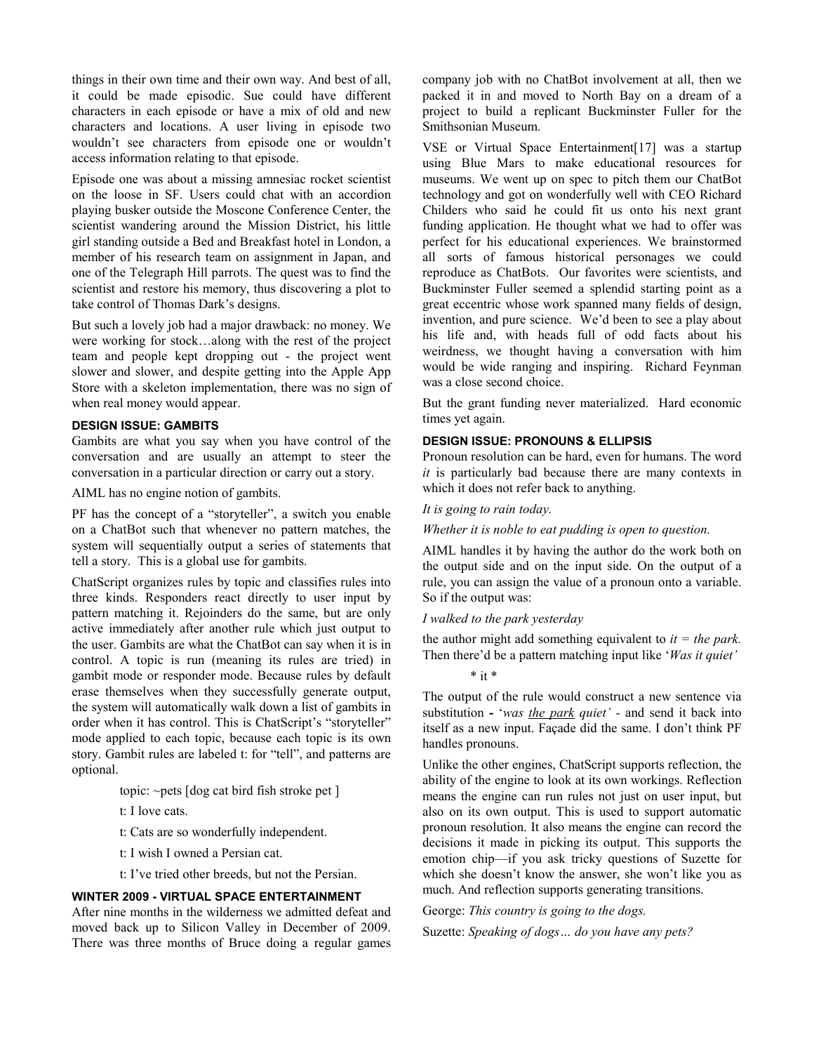things in their own time and their own way. And best of all, it could be made episodic. Sue could have different characters in each episode or have a mix of old and new characters and locations. A user living in episode two wouldn't see characters from episode one or wouldn't access information relating to that episode.

Episode one was about a missing amnesiac rocket scientist on the loose in SF. Users could chat with an accordion playing busker outside the Moscone Conference Center, the scientist wandering around the Mission District, his little girl standing outside a Bed and Breakfast hotel in London, a member of his research team on assignment in Japan, and one of the Telegraph Hill parrots. The quest was to find the scientist and restore his memory, thus discovering a plot to take control of Thomas Dark's designs.

But such a lovely job had a major drawback: no money. We were working for stock…along with the rest of the project team and people kept dropping out - the project went slower and slower, and despite getting into the Apple App Store with a skeleton implementation, there was no sign of when real money would appear.

#### DESIGN ISSUE: GAMBITS

Gambits are what you say when you have control of the conversation and are usually an attempt to steer the conversation in a particular direction or carry out a story.

AIML has no engine notion of gambits.

PF has the concept of a "storyteller", a switch you enable on a ChatBot such that whenever no pattern matches, the system will sequentially output a series of statements that tell a story. This is a global use for gambits.

ChatScript organizes rules by topic and classifies rules into three kinds. Responders react directly to user input by pattern matching it. Rejoinders do the same, but are only active immediately after another rule which just output to the user. Gambits are what the ChatBot can say when it is in control. A topic is run (meaning its rules are tried) in gambit mode or responder mode. Because rules by default erase themselves when they successfully generate output, the system will automatically walk down a list of gambits in order when it has control. This is ChatScript's "storyteller" mode applied to each topic, because each topic is its own story. Gambit rules are labeled t: for "tell", and patterns are optional.

```
topic: ~pets [dog cat bird fish stroke pet ]

t: I love cats.

t: Cats are so wonderfully independent.

t: I wish I owned a Persian cat.

t: I've tried other breeds, but not the Persian.
```

#### WINTER 2009 - VIRTUAL SPACE ENTERTAINMENT

After nine months in the wilderness we admitted defeat and moved back up to Silicon Valley in December of 2009. There was three months of Bruce doing a regular games company job with no ChatBot involvement at all, then we packed it in and moved to North Bay on a dream of a project to build a replicant Buckminster Fuller for the Smithsonian Museum.

VSE or Virtual Space Entertainment[17] was a startup using Blue Mars to make educational resources for museums. We went up on spec to pitch them our ChatBot technology and got on wonderfully well with CEO Richard Childers who said he could fit us onto his next grant funding application. He thought what we had to offer was perfect for his educational experiences. We brainstormed all sorts of famous historical personages we could reproduce as ChatBots. Our favorites were scientists, and Buckminster Fuller seemed a splendid starting point as a great eccentric whose work spanned many fields of design, invention, and pure science. We'd been to see a play about his life and, with heads full of odd facts about his weirdness, we thought having a conversation with him would be wide ranging and inspiring. Richard Feynman was a close second choice.

But the grant funding never materialized. Hard economic times yet again.

#### DESIGN ISSUE: PRONOUNS & ELLIPSIS

Pronoun resolution can be hard, even for humans. The word *it* is particularly bad because there are many contexts in which it does not refer back to anything.

*It is going to rain today.*

*Whether it is noble to eat pudding is open to question.*

AIML handles it by having the author do the work both on the output side and on the input side. On the output of a rule, you can assign the value of a pronoun onto a variable. So if the output was:

*I walked to the park yesterday*

the author might add something equivalent to *it = the park.* Then there'd be a pattern matching input like '*Was it quiet'*

```
* it *
```

The output of the rule would construct a new sentence via substitution - '*was <u>the park</u> quiet'* - and send it back into itself as a new input. Façade did the same. I don't think PF handles pronouns.

Unlike the other engines, ChatScript supports reflection, the ability of the engine to look at its own workings. Reflection means the engine can run rules not just on user input, but also on its own output. This is used to support automatic pronoun resolution. It also means the engine can record the decisions it made in picking its output. This supports the emotion chip—if you ask tricky questions of Suzette for which she doesn't know the answer, she won't like you as much. And reflection supports generating transitions.

George: *This country is going to the dogs.*

Suzette: *Speaking of dogs… do you have any pets?*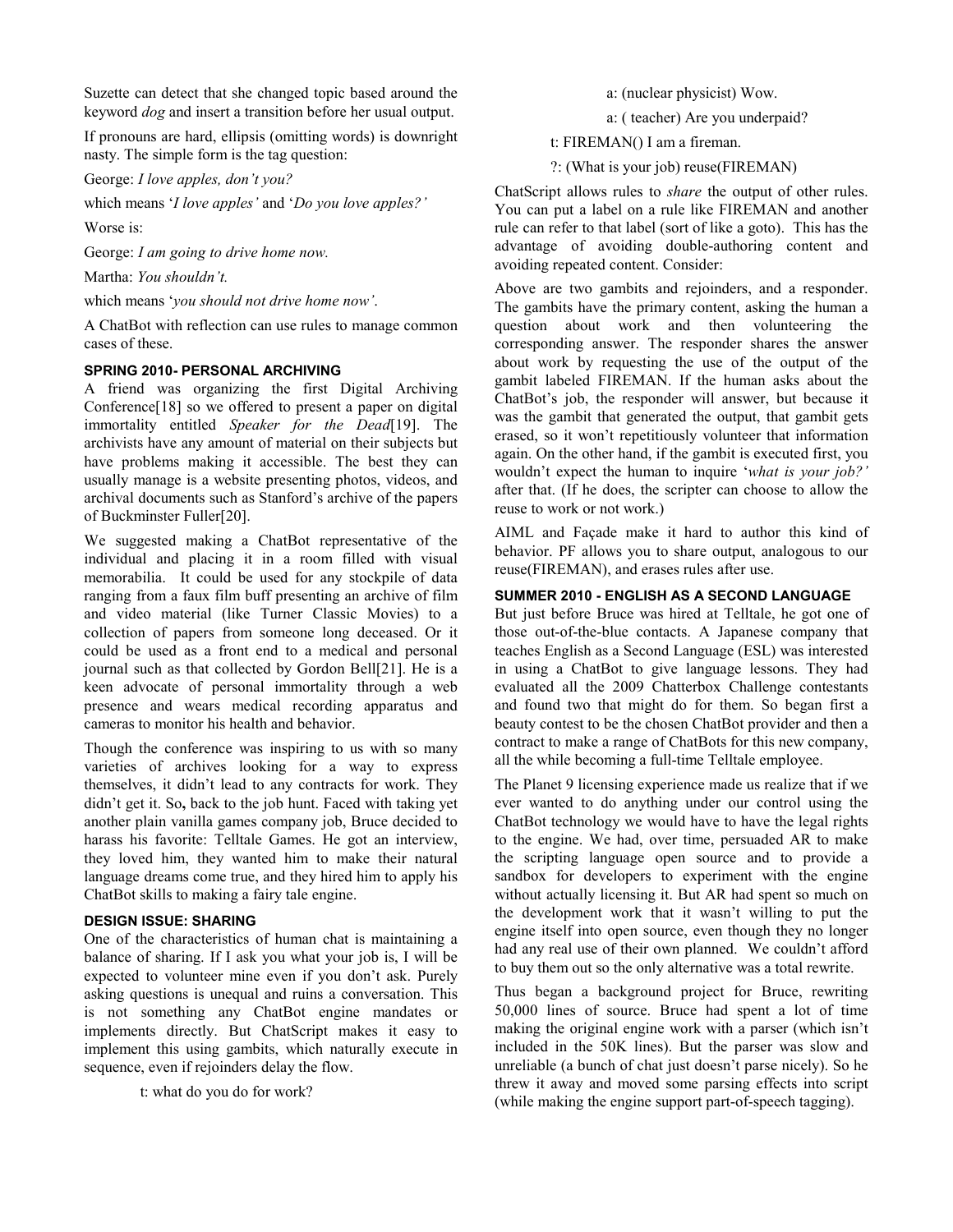Suzette can detect that she changed topic based around the keyword *dog* and insert a transition before her usual output.

If pronouns are hard, ellipsis (omitting words) is downright nasty. The simple form is the tag question:

George: *I love apples, don't you?*

which means '*I love apples*' and '*Do you love apples?*'

Worse is:

George: *I am going to drive home now.*

Martha: *You shouldn't.*

which means '*you should not drive home now*'.

A ChatBot with reflection can use rules to manage common cases of these.

### SPRING 2010- PERSONAL ARCHIVING

A friend was organizing the first Digital Archiving Conference[18] so we offered to present a paper on digital immortality entitled *Speaker for the Dead*[19]. The archivists have any amount of material on their subjects but have problems making it accessible. The best they can usually manage is a website presenting photos, videos, and archival documents such as Stanford's archive of the papers of Buckminster Fuller[20].

We suggested making a ChatBot representative of the individual and placing it in a room filled with visual memorabilia. It could be used for any stockpile of data ranging from a faux film buff presenting an archive of film and video material (like Turner Classic Movies) to a collection of papers from someone long deceased. Or it could be used as a front end to a medical and personal journal such as that collected by Gordon Bell[21]. He is a keen advocate of personal immortality through a web presence and wears medical recording apparatus and cameras to monitor his health and behavior.

Though the conference was inspiring to us with so many varieties of archives looking for a way to express themselves, it didn't lead to any contracts for work. They didn't get it. So**,** back to the job hunt. Faced with taking yet another plain vanilla games company job, Bruce decided to harass his favorite: Telltale Games. He got an interview, they loved him, they wanted him to make their natural language dreams come true, and they hired him to apply his ChatBot skills to making a fairy tale engine.

### DESIGN ISSUE: SHARING

One of the characteristics of human chat is maintaining a balance of sharing. If I ask you what your job is, I will be expected to volunteer mine even if you don't ask. Purely asking questions is unequal and ruins a conversation. This is not something any ChatBot engine mandates or implements directly. But ChatScript makes it easy to implement this using gambits, which naturally execute in sequence, even if rejoinders delay the flow.

```
t: what do you do for work?
    a: (nuclear physicist) Wow.
    a: ( teacher) Are you underpaid?
t: FIREMAN() I am a fireman.
?: (What is your job) reuse(FIREMAN)
```

ChatScript allows rules to *share* the output of other rules. You can put a label on a rule like FIREMAN and another rule can refer to that label (sort of like a goto). This has the advantage of avoiding double-authoring content and avoiding repeated content. Consider:

Above are two gambits and rejoinders, and a responder. The gambits have the primary content, asking the human a question about work and then volunteering the corresponding answer. The responder shares the answer about work by requesting the use of the output of the gambit labeled FIREMAN. If the human asks about the ChatBot's job, the responder will answer, but because it was the gambit that generated the output, that gambit gets erased, so it won't repetitiously volunteer that information again. On the other hand, if the gambit is executed first, you wouldn't expect the human to inquire '*what is your job?*' after that. (If he does, the scripter can choose to allow the reuse to work or not work.)

AIML and Façade make it hard to author this kind of behavior. PF allows you to share output, analogous to our reuse(FIREMAN), and erases rules after use.

### SUMMER 2010 - ENGLISH AS A SECOND LANGUAGE

But just before Bruce was hired at Telltale, he got one of those out-of-the-blue contacts. A Japanese company that teaches English as a Second Language (ESL) was interested in using a ChatBot to give language lessons. They had evaluated all the 2009 Chatterbox Challenge contestants and found two that might do for them. So began first a beauty contest to be the chosen ChatBot provider and then a contract to make a range of ChatBots for this new company, all the while becoming a full-time Telltale employee.

The Planet 9 licensing experience made us realize that if we ever wanted to do anything under our control using the ChatBot technology we would have to have the legal rights to the engine. We had, over time, persuaded AR to make the scripting language open source and to provide a sandbox for developers to experiment with the engine without actually licensing it. But AR had spent so much on the development work that it wasn't willing to put the engine itself into open source, even though they no longer had any real use of their own planned. We couldn't afford to buy them out so the only alternative was a total rewrite.

Thus began a background project for Bruce, rewriting 50,000 lines of source. Bruce had spent a lot of time making the original engine work with a parser (which isn't included in the 50K lines). But the parser was slow and unreliable (a bunch of chat just doesn't parse nicely). So he threw it away and moved some parsing effects into script (while making the engine support part-of-speech tagging).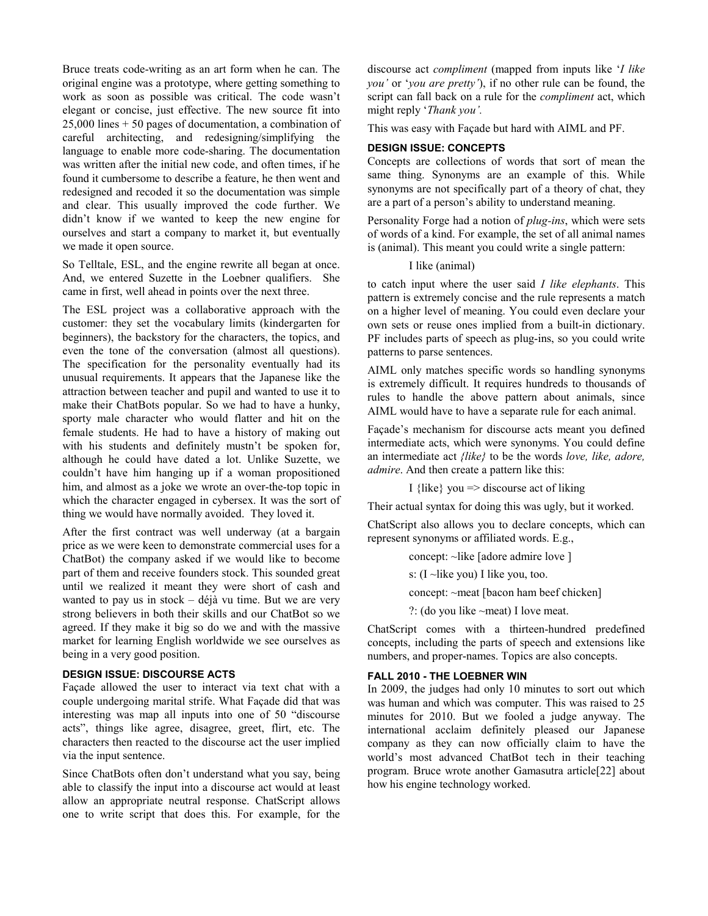Bruce treats code-writing as an art form when he can. The original engine was a prototype, where getting something to work as soon as possible was critical. The code wasn't elegant or concise, just effective. The new source fit into 25,000 lines + 50 pages of documentation, a combination of careful architecting, and redesigning/simplifying the language to enable more code-sharing. The documentation was written after the initial new code, and often times, if he found it cumbersome to describe a feature, he then went and redesigned and recoded it so the documentation was simple and clear. This usually improved the code further. We didn't know if we wanted to keep the new engine for ourselves and start a company to market it, but eventually we made it open source.

So Telltale, ESL, and the engine rewrite all began at once. And, we entered Suzette in the Loebner qualifiers. She came in first, well ahead in points over the next three.

The ESL project was a collaborative approach with the customer: they set the vocabulary limits (kindergarten for beginners), the backstory for the characters, the topics, and even the tone of the conversation (almost all questions). The specification for the personality eventually had its unusual requirements. It appears that the Japanese like the attraction between teacher and pupil and wanted to use it to make their ChatBots popular. So we had to have a hunky, sporty male character who would flatter and hit on the female students. He had to have a history of making out with his students and definitely mustn't be spoken for, although he could have dated a lot. Unlike Suzette, we couldn't have him hanging up if a woman propositioned him, and almost as a joke we wrote an over-the-top topic in which the character engaged in cybersex. It was the sort of thing we would have normally avoided. They loved it.

After the first contract was well underway (at a bargain price as we were keen to demonstrate commercial uses for a ChatBot) the company asked if we would like to become part of them and receive founders stock. This sounded great until we realized it meant they were short of cash and wanted to pay us in stock – déjà vu time. But we are very strong believers in both their skills and our ChatBot so we agreed. If they make it big so do we and with the massive market for learning English worldwide we see ourselves as being in a very good position.

### DESIGN ISSUE: DISCOURSE ACTS

Façade allowed the user to interact via text chat with a couple undergoing marital strife. What Façade did that was interesting was map all inputs into one of 50 "discourse acts", things like agree, disagree, greet, flirt, etc. The characters then reacted to the discourse act the user implied via the input sentence.

Since ChatBots often don't understand what you say, being able to classify the input into a discourse act would at least allow an appropriate neutral response. ChatScript allows one to write script that does this. For example, for the discourse act *compliment* (mapped from inputs like '*I like you'* or '*you are pretty'*), if no other rule can be found, the script can fall back on a rule for the *compliment* act, which might reply '*Thank you'.*

This was easy with Façade but hard with AIML and PF.

### DESIGN ISSUE: CONCEPTS

Concepts are collections of words that sort of mean the same thing. Synonyms are an example of this. While synonyms are not specifically part of a theory of chat, they are a part of a person's ability to understand meaning.

Personality Forge had a notion of *plug-ins*, which were sets of words of a kind. For example, the set of all animal names is (animal). This meant you could write a single pattern:

> I like (animal)

to catch input where the user said *I like elephants*. This pattern is extremely concise and the rule represents a match on a higher level of meaning. You could even declare your own sets or reuse ones implied from a built-in dictionary. PF includes parts of speech as plug-ins, so you could write patterns to parse sentences.

AIML only matches specific words so handling synonyms is extremely difficult. It requires hundreds to thousands of rules to handle the above pattern about animals, since AIML would have to have a separate rule for each animal.

Façade's mechanism for discourse acts meant you defined intermediate acts, which were synonyms. You could define an intermediate act *{like}* to be the words *love, like, adore, admire*. And then create a pattern like this:

> I {like} you => discourse act of liking

Their actual syntax for doing this was ugly, but it worked.

ChatScript also allows you to declare concepts, which can represent synonyms or affiliated words. E.g.,

```
concept: ~like [adore admire love ]
s: (I ~like you) I like you, too.
concept: ~meat [bacon ham beef chicken]
?: (do you like ~meat) I love meat.
```

ChatScript comes with a thirteen-hundred predefined concepts, including the parts of speech and extensions like numbers, and proper-names. Topics are also concepts.

### FALL 2010 - THE LOEBNER WIN

In 2009, the judges had only 10 minutes to sort out which was human and which was computer. This was raised to 25 minutes for 2010. But we fooled a judge anyway. The international acclaim definitely pleased our Japanese company as they can now officially claim to have the world's most advanced ChatBot tech in their teaching program. Bruce wrote another Gamasutra article[22] about how his engine technology worked.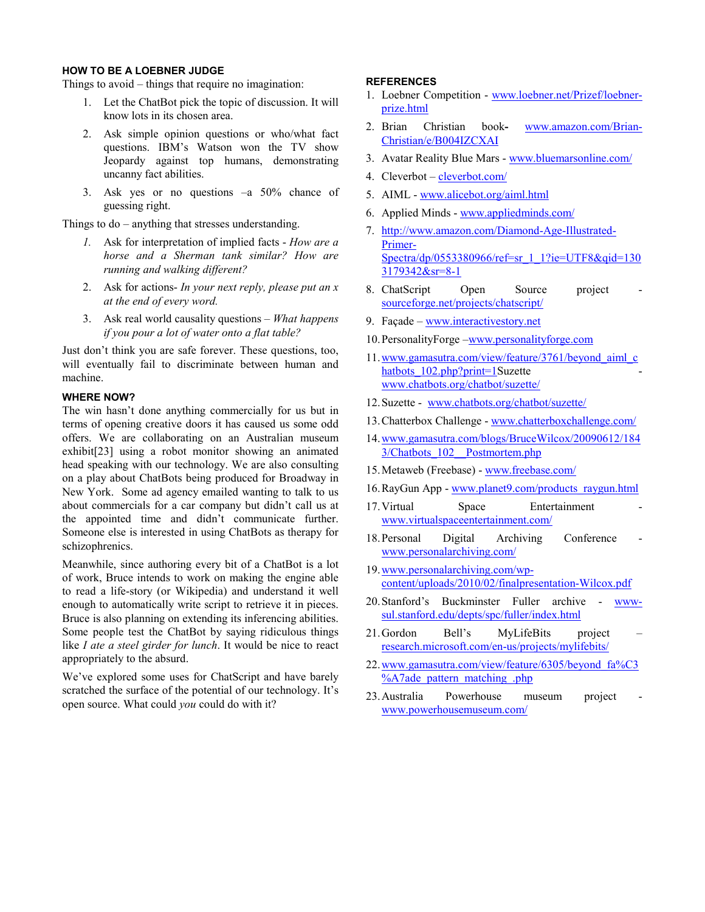## HOW TO BE A LOEBNER JUDGE

Things to avoid – things that require no imagination:

1. Let the ChatBot pick the topic of discussion. It will know lots in its chosen area.
2. Ask simple opinion questions or who/what fact questions. IBM's Watson won the TV show Jeopardy against top humans, demonstrating uncanny fact abilities.
3. Ask yes or no questions –a 50% chance of guessing right.

Things to do – anything that stresses understanding.

1. Ask for interpretation of implied facts - *How are a horse and a Sherman tank similar? How are running and walking different?*
2. Ask for actions- *In your next reply, please put an x at the end of every word.*
3. Ask real world causality questions – *What happens if you pour a lot of water onto a flat table?*

Just don't think you are safe forever. These questions, too, will eventually fail to discriminate between human and machine.

## WHERE NOW?

The win hasn't done anything commercially for us but in terms of opening creative doors it has caused us some odd offers. We are collaborating on an Australian museum exhibit[23] using a robot monitor showing an animated head speaking with our technology. We are also consulting on a play about ChatBots being produced for Broadway in New York. Some ad agency emailed wanting to talk to us about commercials for a car company but didn't call us at the appointed time and didn't communicate further. Someone else is interested in using ChatBots as therapy for schizophrenics.

Meanwhile, since authoring every bit of a ChatBot is a lot of work, Bruce intends to work on making the engine able to read a life-story (or Wikipedia) and understand it well enough to automatically write script to retrieve it in pieces. Bruce is also planning on extending its inferencing abilities. Some people test the ChatBot by saying ridiculous things like *I ate a steel girder for lunch*. It would be nice to react appropriately to the absurd.

We've explored some uses for ChatScript and have barely scratched the surface of the potential of our technology. It's open source. What could *you* could do with it?

## REFERENCES

1. Loebner Competition - www.loebner.net/Prizef/loebner-prize.html
2. Brian Christian book- www.amazon.com/Brian-Christian/e/B004IZCXAI
3. Avatar Reality Blue Mars - www.bluemarsonline.com/
4. Cleverbot – cleverbot.com/
5. AIML - www.alicebot.org/aiml.html
6. Applied Minds - www.appliedminds.com/
7. http://www.amazon.com/Diamond-Age-Illustrated-Primer-Spectra/dp/0553380966/ref=sr_1_1?ie=UTF8&qid=1303179342&sr=8-1
8. ChatScript Open Source project - sourceforge.net/projects/chatscript/
9. Façade – www.interactivestory.net
10. PersonalityForge –www.personalityforge.com
11. www.gamasutra.com/view/feature/3761/beyond_aiml_chatbots_102.php?print=1Suzette - www.chatbots.org/chatbot/suzette/
12. Suzette - www.chatbots.org/chatbot/suzette/
13. Chatterbox Challenge - www.chatterboxchallenge.com/
14. www.gamasutra.com/blogs/BruceWilcox/20090612/1843/Chatbots_102__Postmortem.php
15. Metaweb (Freebase) - www.freebase.com/
16. RayGun App - www.planet9.com/products_raygun.html
17. Virtual Space Entertainment - www.virtualspaceentertainment.com/
18. Personal Digital Archiving Conference - www.personalarchiving.com/
19. www.personalarchiving.com/wp-content/uploads/2010/02/finalpresentation-Wilcox.pdf
20. Stanford's Buckminster Fuller archive - www-sul.stanford.edu/depts/spc/fuller/index.html
21. Gordon Bell's MyLifeBits project – research.microsoft.com/en-us/projects/mylifebits/
22. www.gamasutra.com/view/feature/6305/beyond_fa%C3%A7ade_pattern_matching_.php
23. Australia Powerhouse museum project - www.powerhousemuseum.com/